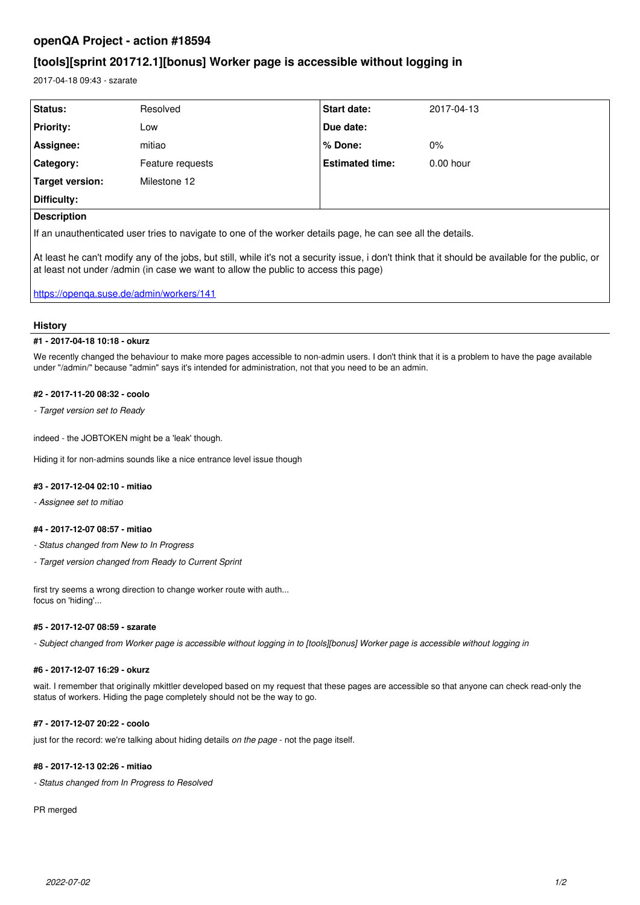# openQA Project - action #18594

## [tools][sprint 201712.1][bonus] Worker page is accessible without logging in

2017-04-18 09:43 - szarate

| Status: | Resolved | Start date: | 2017-04-13 |
|---|---|---|---|
| Priority: | Low | Due date: | |
| Assignee: | mitiao | % Done: | 0% |
| Category: | Feature requests | Estimated time: | 0.00 hour |
| Target version: | Milestone 12 | | |
| Difficulty: | | | |

**Description**

If an unauthenticated user tries to navigate to one of the worker details page, he can see all the details.

At least he can't modify any of the jobs, but still, while it's not a security issue, i don't think that it should be available for the public, or at least not under /admin (in case we want to allow the public to access this page)

https://openqa.suse.de/admin/workers/141

### History

#### #1 - 2017-04-18 10:18 - okurz

We recently changed the behaviour to make more pages accessible to non-admin users. I don't think that it is a problem to have the page available under "/admin/" because "admin" says it's intended for administration, not that you need to be an admin.

#### #2 - 2017-11-20 08:32 - coolo

*- Target version set to Ready*

indeed - the JOBTOKEN might be a 'leak' though.

Hiding it for non-admins sounds like a nice entrance level issue though

#### #3 - 2017-12-04 02:10 - mitiao

*- Assignee set to mitiao*

#### #4 - 2017-12-07 08:57 - mitiao

*- Status changed from New to In Progress*

*- Target version changed from Ready to Current Sprint*

first try seems a wrong direction to change worker route with auth...
focus on 'hiding'...

#### #5 - 2017-12-07 08:59 - szarate

*- Subject changed from Worker page is accessible without logging in to [tools][bonus] Worker page is accessible without logging in*

#### #6 - 2017-12-07 16:29 - okurz

wait. I remember that originally mkittler developed based on my request that these pages are accessible so that anyone can check read-only the status of workers. Hiding the page completely should not be the way to go.

#### #7 - 2017-12-07 20:22 - coolo

just for the record: we're talking about hiding details *on the page* - not the page itself.

#### #8 - 2017-12-13 02:26 - mitiao

*- Status changed from In Progress to Resolved*

PR merged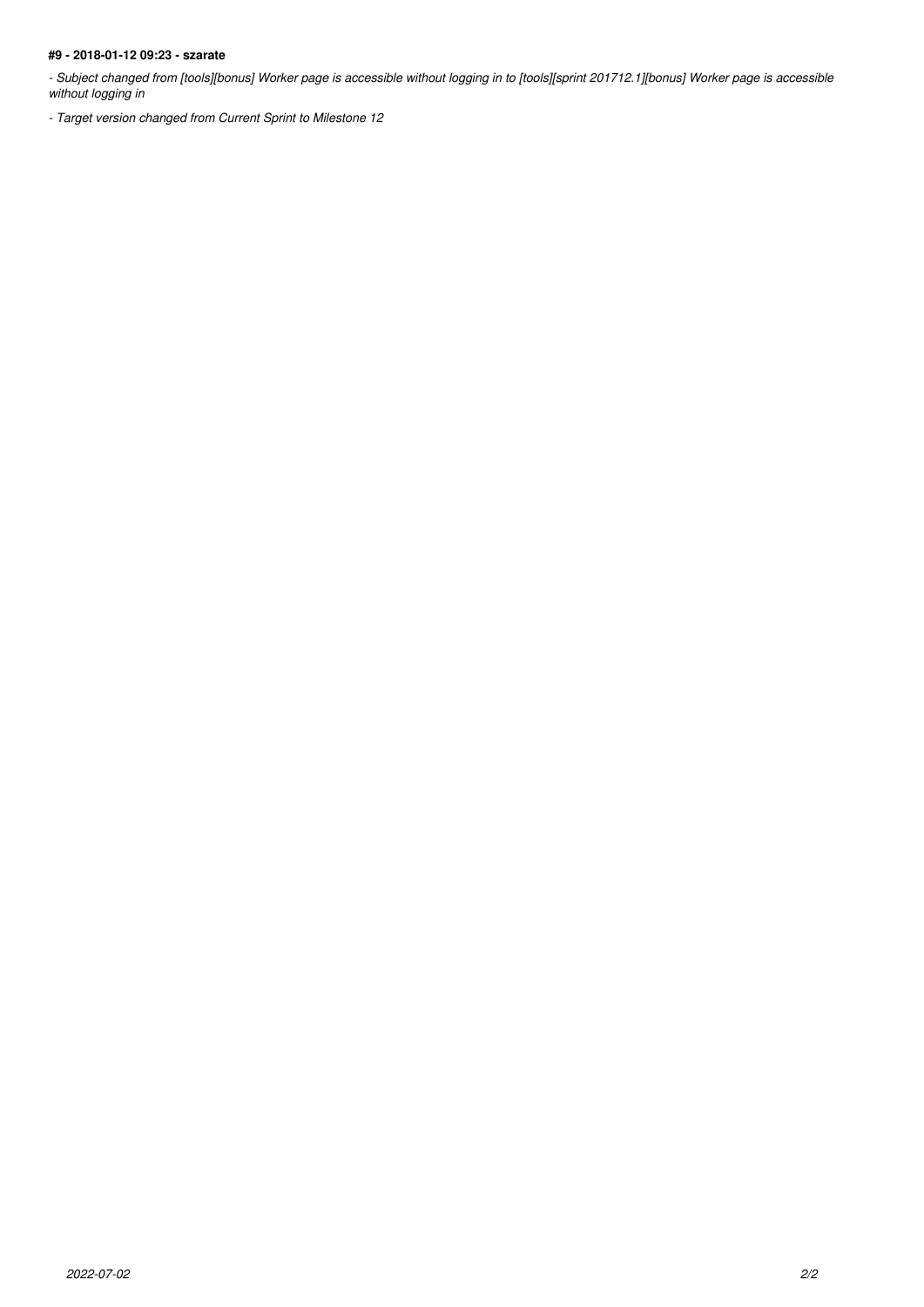**#9 - 2018-01-12 09:23 - szarate**

*- Subject changed from [tools][bonus] Worker page is accessible without logging in to [tools][sprint 201712.1][bonus] Worker page is accessible without logging in*

*- Target version changed from Current Sprint to Milestone 12*